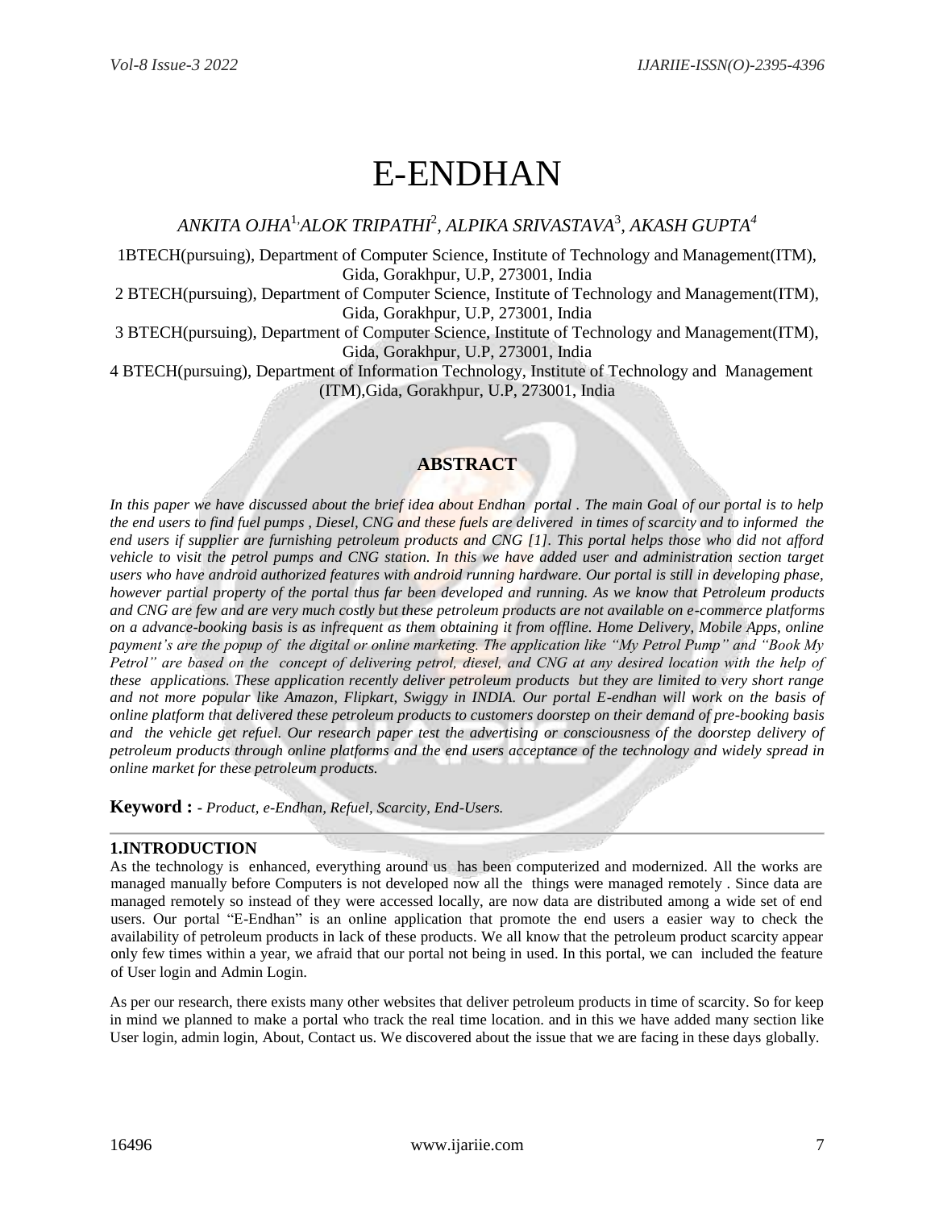# E-ENDHAN

*ANKITA OJHA[1], ALOK TRIPATHI[2], ALPIKA SRIVASTAVA[3], AKASH GUPTA[4]*

1BTECH(pursuing), Department of Computer Science, Institute of Technology and Management(ITM), Gida, Gorakhpur, U.P, 273001, India

2 BTECH(pursuing), Department of Computer Science, Institute of Technology and Management(ITM), Gida, Gorakhpur, U.P, 273001, India

3 BTECH(pursuing), Department of Computer Science, Institute of Technology and Management(ITM), Gida, Gorakhpur, U.P, 273001, India

4 BTECH(pursuing), Department of Information Technology, Institute of Technology and Management (ITM),Gida, Gorakhpur, U.P, 273001, India

## ABSTRACT

*In this paper we have discussed about the brief idea about Endhan portal . The main Goal of our portal is to help the end users to find fuel pumps , Diesel, CNG and these fuels are delivered in times of scarcity and to informed the end users if supplier are furnishing petroleum products and CNG [1]. This portal helps those who did not afford vehicle to visit the petrol pumps and CNG station. In this we have added user and administration section target users who have android authorized features with android running hardware. Our portal is still in developing phase, however partial property of the portal thus far been developed and running. As we know that Petroleum products and CNG are few and are very much costly but these petroleum products are not available on e-commerce platforms on a advance-booking basis is as infrequent as them obtaining it from offline. Home Delivery, Mobile Apps, online payment's are the popup of the digital or online marketing. The application like "My Petrol Pump" and "Book My Petrol" are based on the concept of delivering petrol, diesel, and CNG at any desired location with the help of these applications. These application recently deliver petroleum products but they are limited to very short range and not more popular like Amazon, Flipkart, Swiggy in INDIA. Our portal E-endhan will work on the basis of online platform that delivered these petroleum products to customers doorstep on their demand of pre-booking basis and the vehicle get refuel. Our research paper test the advertising or consciousness of the doorstep delivery of petroleum products through online platforms and the end users acceptance of the technology and widely spread in online market for these petroleum products.*

**Keyword :** - *Product, e-Endhan, Refuel, Scarcity, End-Users.*

---

### 1.INTRODUCTION

As the technology is enhanced, everything around us has been computerized and modernized. All the works are managed manually before Computers is not developed now all the things were managed remotely . Since data are managed remotely so instead of they were accessed locally, are now data are distributed among a wide set of end users. Our portal "E-Endhan" is an online application that promote the end users a easier way to check the availability of petroleum products in lack of these products. We all know that the petroleum product scarcity appear only few times within a year, we afraid that our portal not being in used. In this portal, we can included the feature of User login and Admin Login.

As per our research, there exists many other websites that deliver petroleum products in time of scarcity. So for keep in mind we planned to make a portal who track the real time location. and in this we have added many section like User login, admin login, About, Contact us. We discovered about the issue that we are facing in these days globally.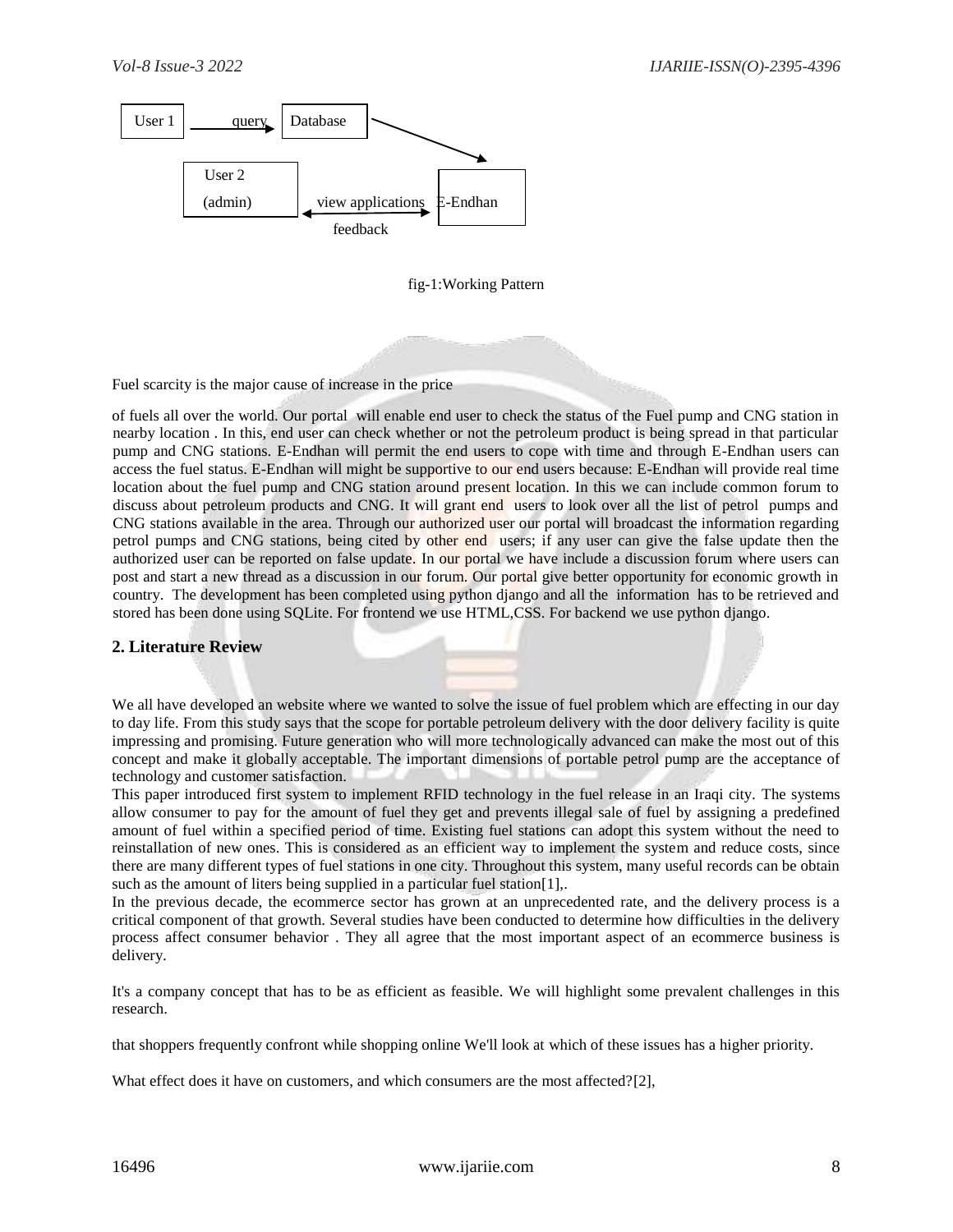User 1 —query→ Database → E-Endhan

User 2 (admin) ←view applications / feedback→ E-Endhan

fig-1:Working Pattern

Fuel scarcity is the major cause of increase in the price

of fuels all over the world. Our portal will enable end user to check the status of the Fuel pump and CNG station in nearby location . In this, end user can check whether or not the petroleum product is being spread in that particular pump and CNG stations. E-Endhan will permit the end users to cope with time and through E-Endhan users can access the fuel status. E-Endhan will might be supportive to our end users because: E-Endhan will provide real time location about the fuel pump and CNG station around present location. In this we can include common forum to discuss about petroleum products and CNG. It will grant end users to look over all the list of petrol pumps and CNG stations available in the area. Through our authorized user our portal will broadcast the information regarding petrol pumps and CNG stations, being cited by other end users; if any user can give the false update then the authorized user can be reported on false update. In our portal we have include a discussion forum where users can post and start a new thread as a discussion in our forum. Our portal give better opportunity for economic growth in country. The development has been completed using python django and all the information has to be retrieved and stored has been done using SQLite. For frontend we use HTML,CSS. For backend we use python django.

## 2. Literature Review

We all have developed an website where we wanted to solve the issue of fuel problem which are effecting in our day to day life. From this study says that the scope for portable petroleum delivery with the door delivery facility is quite impressing and promising. Future generation who will more technologically advanced can make the most out of this concept and make it globally acceptable. The important dimensions of portable petrol pump are the acceptance of technology and customer satisfaction.
This paper introduced first system to implement RFID technology in the fuel release in an Iraqi city. The systems allow consumer to pay for the amount of fuel they get and prevents illegal sale of fuel by assigning a predefined amount of fuel within a specified period of time. Existing fuel stations can adopt this system without the need to reinstallation of new ones. This is considered as an efficient way to implement the system and reduce costs, since there are many different types of fuel stations in one city. Throughout this system, many useful records can be obtain such as the amount of liters being supplied in a particular fuel station[1],.
In the previous decade, the ecommerce sector has grown at an unprecedented rate, and the delivery process is a critical component of that growth. Several studies have been conducted to determine how difficulties in the delivery process affect consumer behavior . They all agree that the most important aspect of an ecommerce business is delivery.

It's a company concept that has to be as efficient as feasible. We will highlight some prevalent challenges in this research.

that shoppers frequently confront while shopping online We'll look at which of these issues has a higher priority.

What effect does it have on customers, and which consumers are the most affected?[2],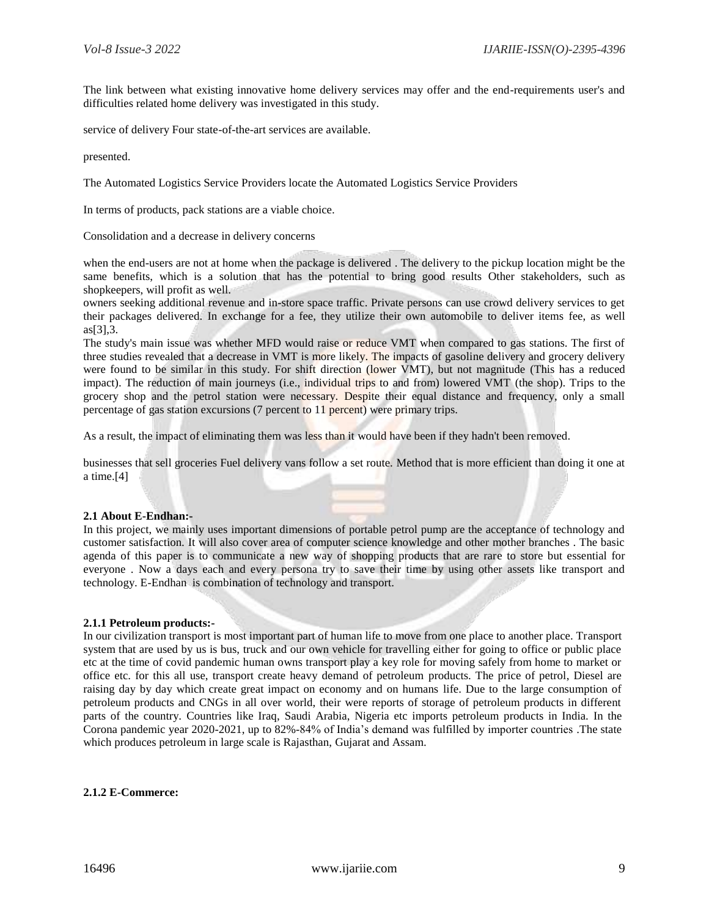The link between what existing innovative home delivery services may offer and the end-requirements user's and difficulties related home delivery was investigated in this study.

service of delivery Four state-of-the-art services are available.

presented.

The Automated Logistics Service Providers locate the Automated Logistics Service Providers

In terms of products, pack stations are a viable choice.

Consolidation and a decrease in delivery concerns

when the end-users are not at home when the package is delivered . The delivery to the pickup location might be the same benefits, which is a solution that has the potential to bring good results Other stakeholders, such as shopkeepers, will profit as well.
owners seeking additional revenue and in-store space traffic. Private persons can use crowd delivery services to get their packages delivered. In exchange for a fee, they utilize their own automobile to deliver items fee, as well as[3],3.
The study's main issue was whether MFD would raise or reduce VMT when compared to gas stations. The first of three studies revealed that a decrease in VMT is more likely. The impacts of gasoline delivery and grocery delivery were found to be similar in this study. For shift direction (lower VMT), but not magnitude (This has a reduced impact). The reduction of main journeys (i.e., individual trips to and from) lowered VMT (the shop). Trips to the grocery shop and the petrol station were necessary. Despite their equal distance and frequency, only a small percentage of gas station excursions (7 percent to 11 percent) were primary trips.

As a result, the impact of eliminating them was less than it would have been if they hadn't been removed.

businesses that sell groceries Fuel delivery vans follow a set route. Method that is more efficient than doing it one at a time.[4]

#### 2.1 About E-Endhan:-

In this project, we mainly uses important dimensions of portable petrol pump are the acceptance of technology and customer satisfaction. It will also cover area of computer science knowledge and other mother branches . The basic agenda of this paper is to communicate a new way of shopping products that are rare to store but essential for everyone . Now a days each and every persona try to save their time by using other assets like transport and technology. E-Endhan is combination of technology and transport.

#### 2.1.1 Petroleum products:-

In our civilization transport is most important part of human life to move from one place to another place. Transport system that are used by us is bus, truck and our own vehicle for travelling either for going to office or public place etc at the time of covid pandemic human owns transport play a key role for moving safely from home to market or office etc. for this all use, transport create heavy demand of petroleum products. The price of petrol, Diesel are raising day by day which create great impact on economy and on humans life. Due to the large consumption of petroleum products and CNGs in all over world, their were reports of storage of petroleum products in different parts of the country. Countries like Iraq, Saudi Arabia, Nigeria etc imports petroleum products in India. In the Corona pandemic year 2020-2021, up to 82%-84% of India's demand was fulfilled by importer countries .The state which produces petroleum in large scale is Rajasthan, Gujarat and Assam.

#### 2.1.2 E-Commerce: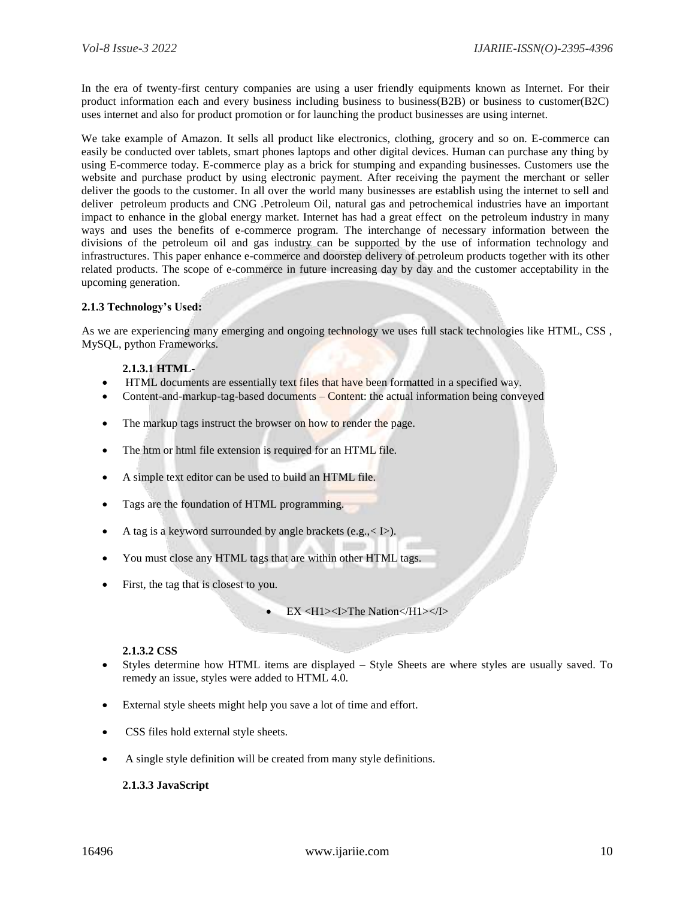In the era of twenty-first century companies are using a user friendly equipments known as Internet. For their product information each and every business including business to business(B2B) or business to customer(B2C) uses internet and also for product promotion or for launching the product businesses are using internet.

We take example of Amazon. It sells all product like electronics, clothing, grocery and so on. E-commerce can easily be conducted over tablets, smart phones laptops and other digital devices. Human can purchase any thing by using E-commerce today. E-commerce play as a brick for stumping and expanding businesses. Customers use the website and purchase product by using electronic payment. After receiving the payment the merchant or seller deliver the goods to the customer. In all over the world many businesses are establish using the internet to sell and deliver petroleum products and CNG .Petroleum Oil, natural gas and petrochemical industries have an important impact to enhance in the global energy market. Internet has had a great effect on the petroleum industry in many ways and uses the benefits of e-commerce program. The interchange of necessary information between the divisions of the petroleum oil and gas industry can be supported by the use of information technology and infrastructures. This paper enhance e-commerce and doorstep delivery of petroleum products together with its other related products. The scope of e-commerce in future increasing day by day and the customer acceptability in the upcoming generation.

#### 2.1.3 Technology's Used:

As we are experiencing many emerging and ongoing technology we uses full stack technologies like HTML, CSS , MySQL, python Frameworks.

##### 2.1.3.1 HTML-

- HTML documents are essentially text files that have been formatted in a specified way.
- Content-and-markup-tag-based documents – Content: the actual information being conveyed
- The markup tags instruct the browser on how to render the page.
- The htm or html file extension is required for an HTML file.
- A simple text editor can be used to build an HTML file.
- Tags are the foundation of HTML programming.
- A tag is a keyword surrounded by angle brackets (e.g.,< I>).
- You must close any HTML tags that are within other HTML tags.
- First, the tag that is closest to you.
    - EX <H1><I>The Nation</H1></I>

##### 2.1.3.2 CSS

- Styles determine how HTML items are displayed – Style Sheets are where styles are usually saved. To remedy an issue, styles were added to HTML 4.0.
- External style sheets might help you save a lot of time and effort.
- CSS files hold external style sheets.
- A single style definition will be created from many style definitions.

##### 2.1.3.3 JavaScript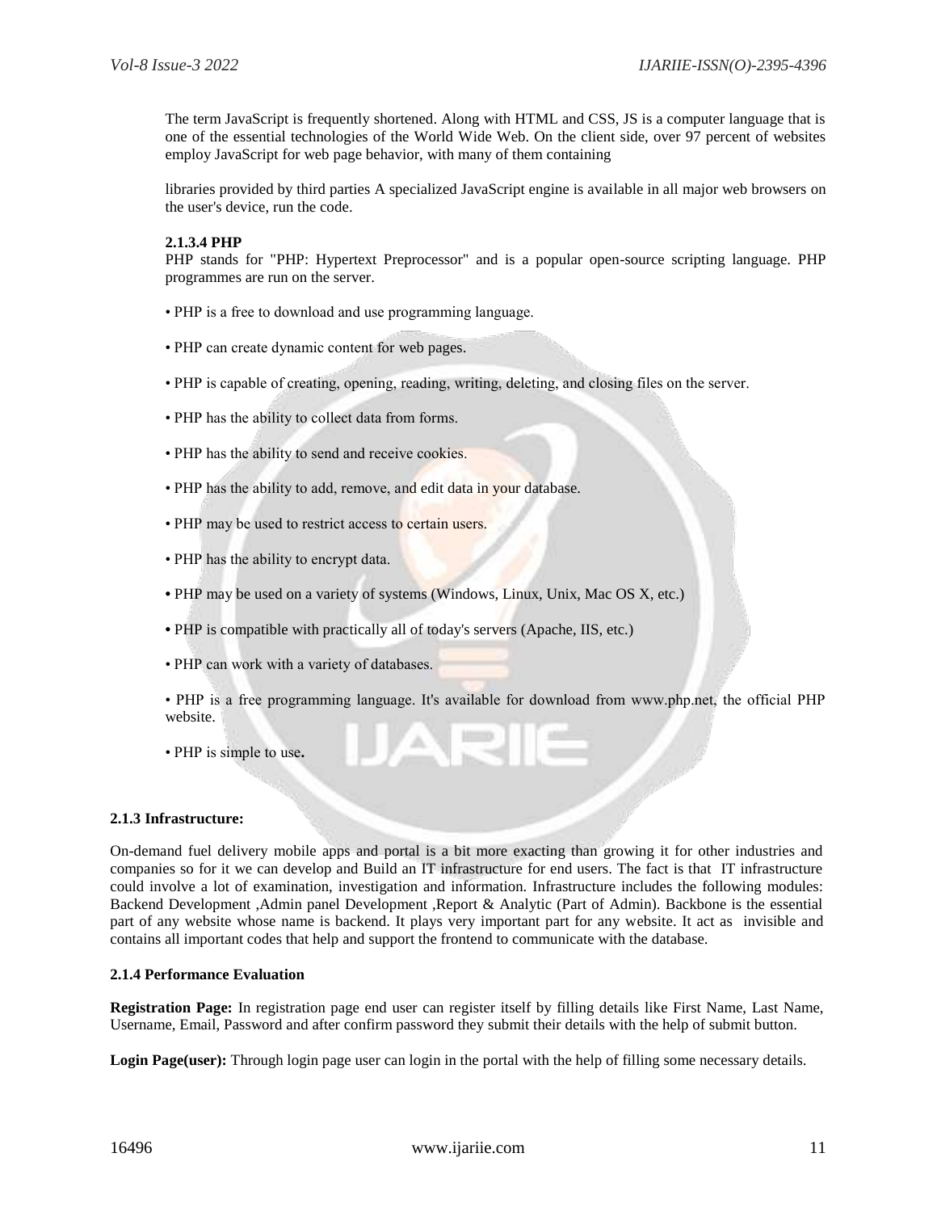The term JavaScript is frequently shortened. Along with HTML and CSS, JS is a computer language that is one of the essential technologies of the World Wide Web. On the client side, over 97 percent of websites employ JavaScript for web page behavior, with many of them containing

libraries provided by third parties A specialized JavaScript engine is available in all major web browsers on the user's device, run the code.

#### 2.1.3.4 PHP

PHP stands for "PHP: Hypertext Preprocessor" and is a popular open-source scripting language. PHP programmes are run on the server.

- PHP is a free to download and use programming language.
- PHP can create dynamic content for web pages.
- PHP is capable of creating, opening, reading, writing, deleting, and closing files on the server.
- PHP has the ability to collect data from forms.
- PHP has the ability to send and receive cookies.
- PHP has the ability to add, remove, and edit data in your database.
- PHP may be used to restrict access to certain users.
- PHP has the ability to encrypt data.
- PHP may be used on a variety of systems (Windows, Linux, Unix, Mac OS X, etc.)
- PHP is compatible with practically all of today's servers (Apache, IIS, etc.)
- PHP can work with a variety of databases.
- PHP is a free programming language. It's available for download from www.php.net, the official PHP website.
- PHP is simple to use**.**

### 2.1.3 Infrastructure:

On-demand fuel delivery mobile apps and portal is a bit more exacting than growing it for other industries and companies so for it we can develop and Build an IT infrastructure for end users. The fact is that IT infrastructure could involve a lot of examination, investigation and information. Infrastructure includes the following modules: Backend Development ,Admin panel Development ,Report & Analytic (Part of Admin). Backbone is the essential part of any website whose name is backend. It plays very important part for any website. It act as invisible and contains all important codes that help and support the frontend to communicate with the database.

### 2.1.4 Performance Evaluation

**Registration Page:** In registration page end user can register itself by filling details like First Name, Last Name, Username, Email, Password and after confirm password they submit their details with the help of submit button.

**Login Page(user):** Through login page user can login in the portal with the help of filling some necessary details.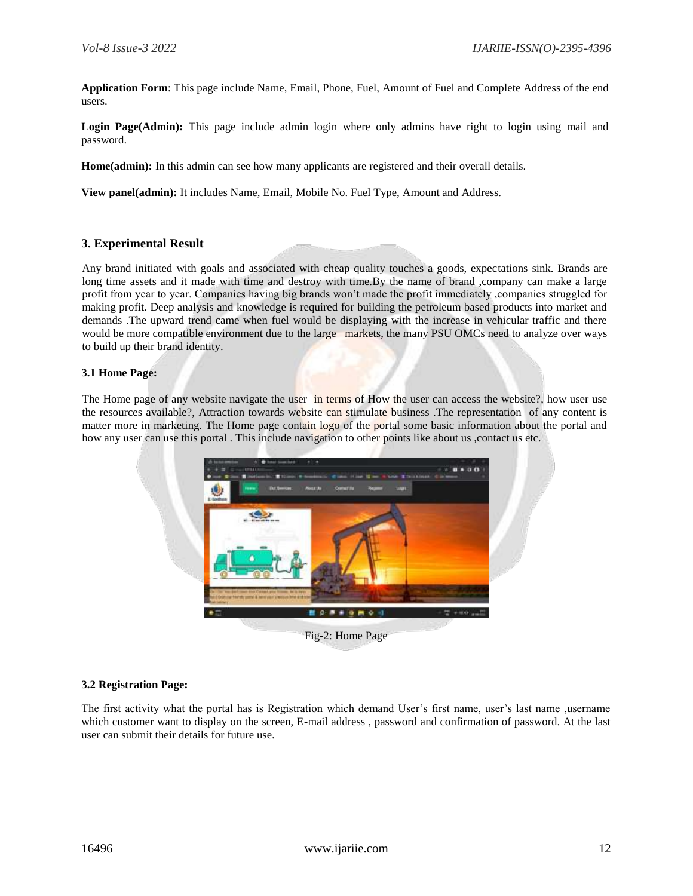**Application Form**: This page include Name, Email, Phone, Fuel, Amount of Fuel and Complete Address of the end users.

**Login Page(Admin):** This page include admin login where only admins have right to login using mail and password.

**Home(admin):** In this admin can see how many applicants are registered and their overall details.

**View panel(admin):** It includes Name, Email, Mobile No. Fuel Type, Amount and Address.

## 3. Experimental Result

Any brand initiated with goals and associated with cheap quality touches a goods, expectations sink. Brands are long time assets and it made with time and destroy with time.By the name of brand ,company can make a large profit from year to year. Companies having big brands won't made the profit immediately ,companies struggled for making profit. Deep analysis and knowledge is required for building the petroleum based products into market and demands .The upward trend came when fuel would be displaying with the increase in vehicular traffic and there would be more compatible environment due to the large markets, the many PSU OMCs need to analyze over ways to build up their brand identity.

### 3.1 Home Page:

The Home page of any website navigate the user in terms of How the user can access the website?, how user use the resources available?, Attraction towards website can stimulate business .The representation of any content is matter more in marketing. The Home page contain logo of the portal some basic information about the portal and how any user can use this portal . This include navigation to other points like about us ,contact us etc.

Fig-2: Home Page

### 3.2 Registration Page:

The first activity what the portal has is Registration which demand User's first name, user's last name ,username which customer want to display on the screen, E-mail address , password and confirmation of password. At the last user can submit their details for future use.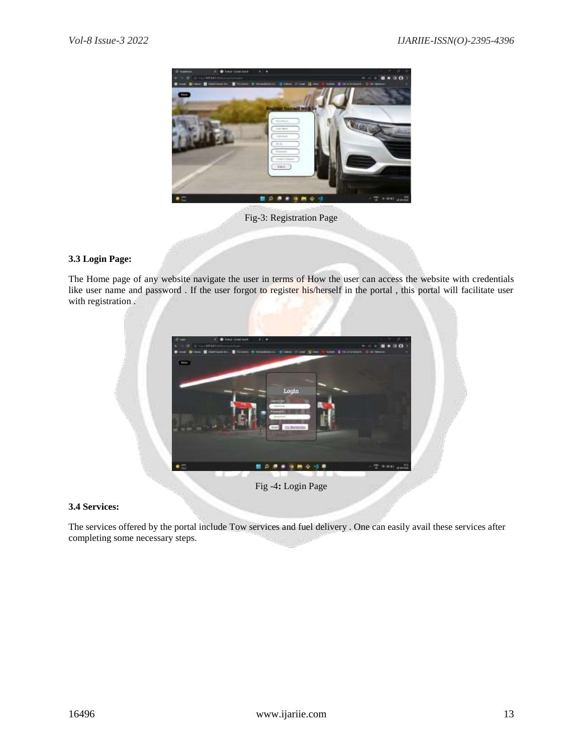Fig-3: Registration Page

### 3.3 Login Page:

The Home page of any website navigate the user in terms of How the user can access the website with credentials like user name and password . If the user forgot to register his/herself in the portal , this portal will facilitate user with registration .

Fig -4: Login Page

### 3.4 Services:

The services offered by the portal include Tow services and fuel delivery . One can easily avail these services after completing some necessary steps.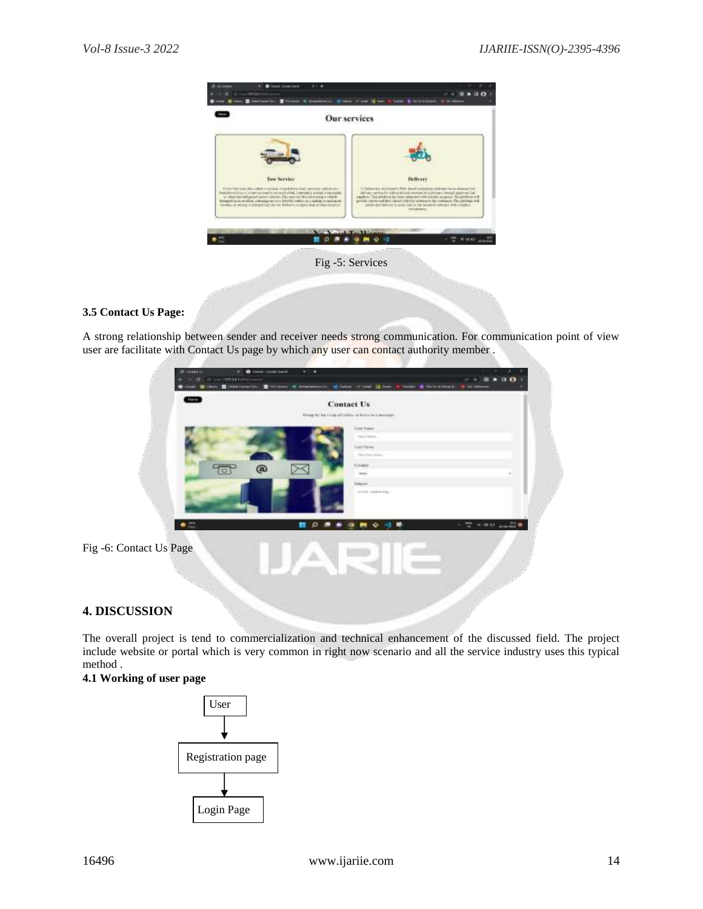Fig -5: Services

**3.5 Contact Us Page:**

A strong relationship between sender and receiver needs strong communication. For communication point of view user are facilitate with Contact Us page by which any user can contact authority member .

Fig -6: Contact Us Page

## 4. DISCUSSION

The overall project is tend to commercialization and technical enhancement of the discussed field. The project include website or portal which is very common in right now scenario and all the service industry uses this typical method .

**4.1 Working of user page**

User → Registration page → Login Page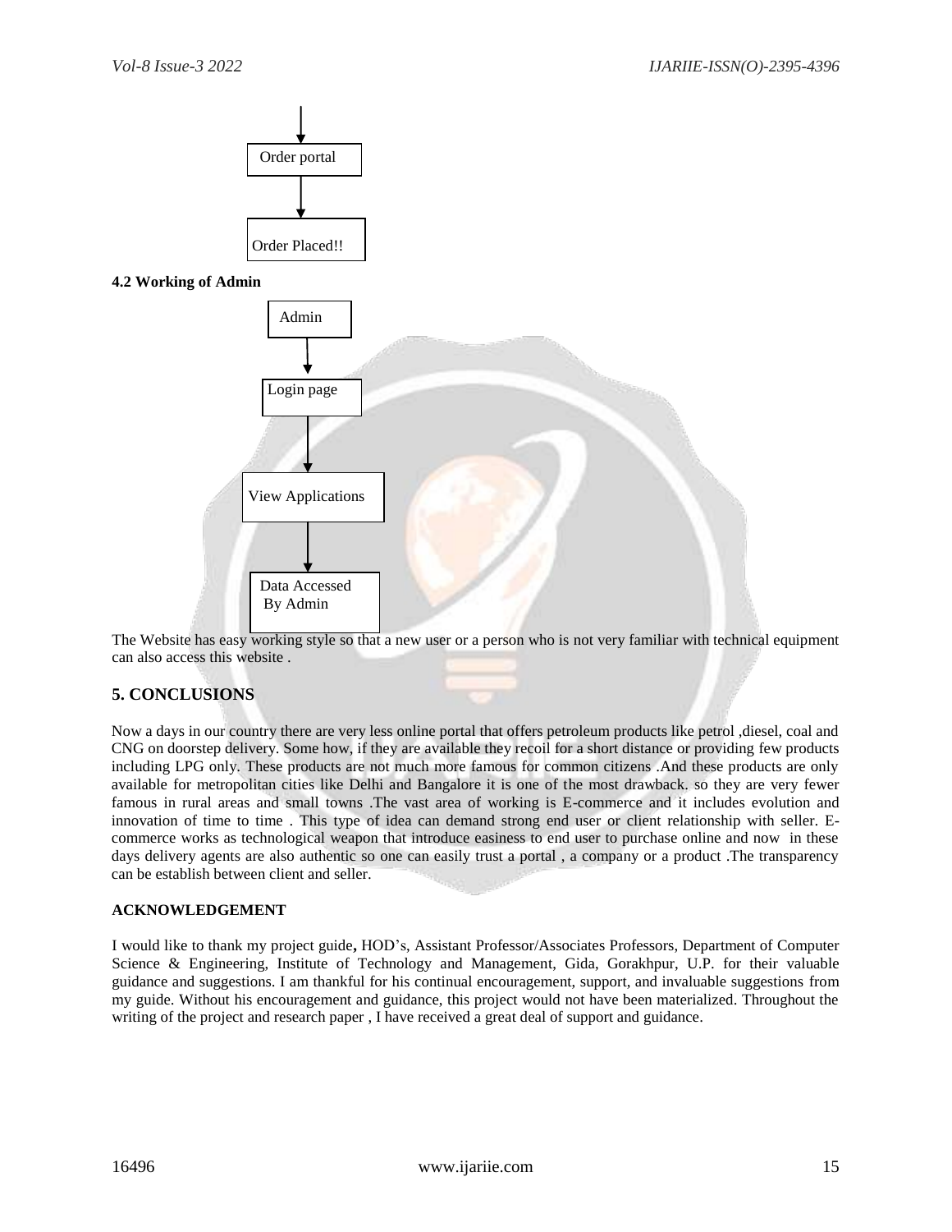Order portal

↓

Order Placed!!

**4.2 Working of Admin**

Admin

↓

Login page

↓

View Applications

↓

Data Accessed By Admin

The Website has easy working style so that a new user or a person who is not very familiar with technical equipment can also access this website .

## 5. CONCLUSIONS

Now a days in our country there are very less online portal that offers petroleum products like petrol ,diesel, coal and CNG on doorstep delivery. Some how, if they are available they recoil for a short distance or providing few products including LPG only. These products are not much more famous for common citizens .And these products are only available for metropolitan cities like Delhi and Bangalore it is one of the most drawback. so they are very fewer famous in rural areas and small towns .The vast area of working is E-commerce and it includes evolution and innovation of time to time . This type of idea can demand strong end user or client relationship with seller. E-commerce works as technological weapon that introduce easiness to end user to purchase online and now in these days delivery agents are also authentic so one can easily trust a portal , a company or a product .The transparency can be establish between client and seller.

**ACKNOWLEDGEMENT**

I would like to thank my project guide**,** HOD's, Assistant Professor/Associates Professors, Department of Computer Science & Engineering, Institute of Technology and Management, Gida, Gorakhpur, U.P. for their valuable guidance and suggestions. I am thankful for his continual encouragement, support, and invaluable suggestions from my guide. Without his encouragement and guidance, this project would not have been materialized. Throughout the writing of the project and research paper , I have received a great deal of support and guidance.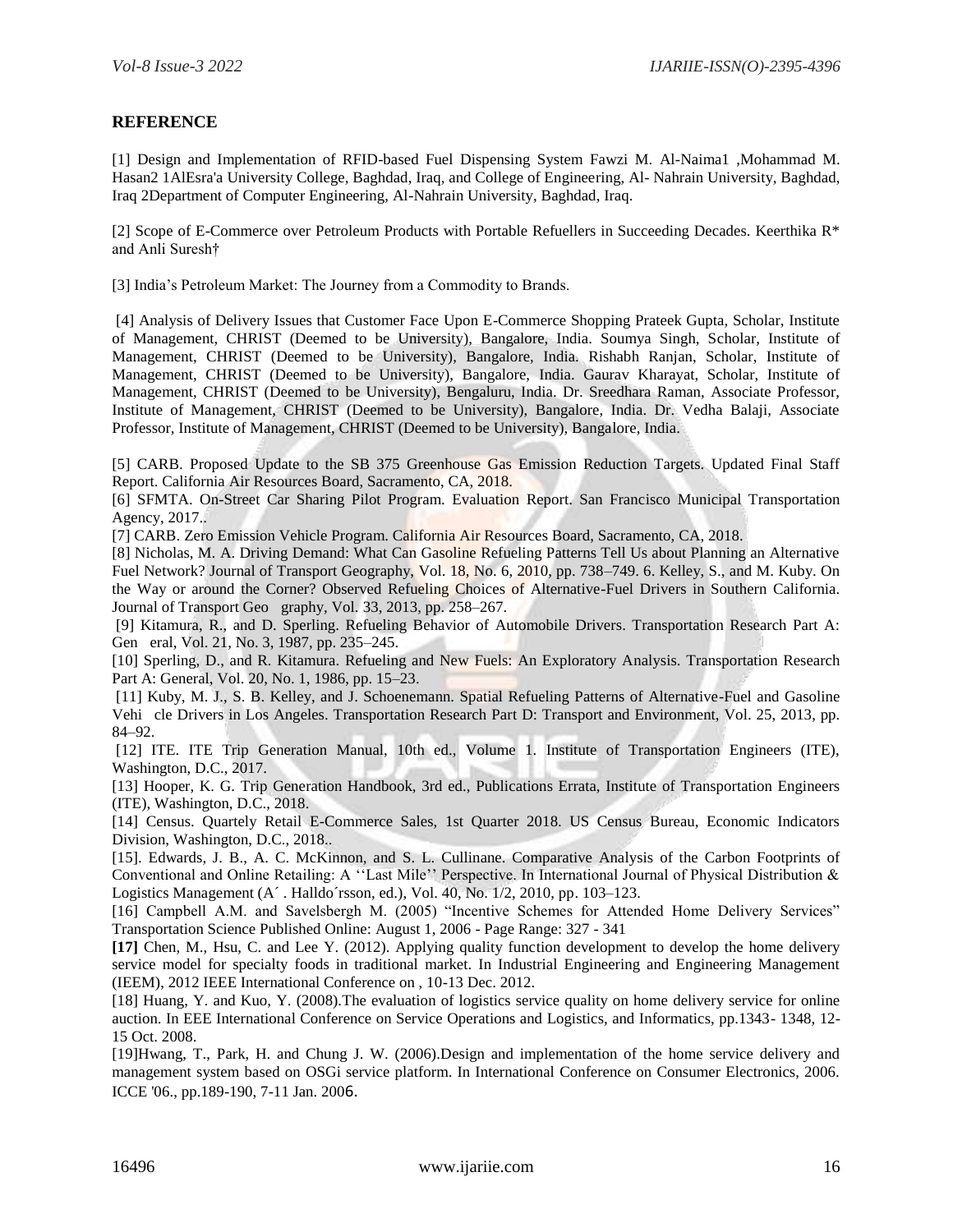## REFERENCE

[1] Design and Implementation of RFID-based Fuel Dispensing System Fawzi M. Al-Naima1 ,Mohammad M. Hasan2 1AlEsra'a University College, Baghdad, Iraq, and College of Engineering, Al- Nahrain University, Baghdad, Iraq 2Department of Computer Engineering, Al-Nahrain University, Baghdad, Iraq.

[2] Scope of E-Commerce over Petroleum Products with Portable Refuellers in Succeeding Decades. Keerthika R* and Anli Suresh†

[3] India's Petroleum Market: The Journey from a Commodity to Brands.

[4] Analysis of Delivery Issues that Customer Face Upon E-Commerce Shopping Prateek Gupta, Scholar, Institute of Management, CHRIST (Deemed to be University), Bangalore, India. Soumya Singh, Scholar, Institute of Management, CHRIST (Deemed to be University), Bangalore, India. Rishabh Ranjan, Scholar, Institute of Management, CHRIST (Deemed to be University), Bangalore, India. Gaurav Kharayat, Scholar, Institute of Management, CHRIST (Deemed to be University), Bengaluru, India. Dr. Sreedhara Raman, Associate Professor, Institute of Management, CHRIST (Deemed to be University), Bangalore, India. Dr. Vedha Balaji, Associate Professor, Institute of Management, CHRIST (Deemed to be University), Bangalore, India.

[5] CARB. Proposed Update to the SB 375 Greenhouse Gas Emission Reduction Targets. Updated Final Staff Report. California Air Resources Board, Sacramento, CA, 2018.

[6] SFMTA. On-Street Car Sharing Pilot Program. Evaluation Report. San Francisco Municipal Transportation Agency, 2017..

[7] CARB. Zero Emission Vehicle Program. California Air Resources Board, Sacramento, CA, 2018.

[8] Nicholas, M. A. Driving Demand: What Can Gasoline Refueling Patterns Tell Us about Planning an Alternative Fuel Network? Journal of Transport Geography, Vol. 18, No. 6, 2010, pp. 738–749. 6. Kelley, S., and M. Kuby. On the Way or around the Corner? Observed Refueling Choices of Alternative-Fuel Drivers in Southern California. Journal of Transport Geo graphy, Vol. 33, 2013, pp. 258–267.

[9] Kitamura, R., and D. Sperling. Refueling Behavior of Automobile Drivers. Transportation Research Part A: Gen eral, Vol. 21, No. 3, 1987, pp. 235–245.

[10] Sperling, D., and R. Kitamura. Refueling and New Fuels: An Exploratory Analysis. Transportation Research Part A: General, Vol. 20, No. 1, 1986, pp. 15–23.

[11] Kuby, M. J., S. B. Kelley, and J. Schoenemann. Spatial Refueling Patterns of Alternative-Fuel and Gasoline Vehi cle Drivers in Los Angeles. Transportation Research Part D: Transport and Environment, Vol. 25, 2013, pp. 84–92.

[12] ITE. ITE Trip Generation Manual, 10th ed., Volume 1. Institute of Transportation Engineers (ITE), Washington, D.C., 2017.

[13] Hooper, K. G. Trip Generation Handbook, 3rd ed., Publications Errata, Institute of Transportation Engineers (ITE), Washington, D.C., 2018.

[14] Census. Quartely Retail E-Commerce Sales, 1st Quarter 2018. US Census Bureau, Economic Indicators Division, Washington, D.C., 2018..

[15]. Edwards, J. B., A. C. McKinnon, and S. L. Cullinane. Comparative Analysis of the Carbon Footprints of Conventional and Online Retailing: A ''Last Mile'' Perspective. In International Journal of Physical Distribution & Logistics Management (A´ . Halldo´rsson, ed.), Vol. 40, No. 1/2, 2010, pp. 103–123.

[16] Campbell A.M. and Savelsbergh M. (2005) "Incentive Schemes for Attended Home Delivery Services" Transportation Science Published Online: August 1, 2006 - Page Range: 327 - 341

**[17]** Chen, M., Hsu, C. and Lee Y. (2012). Applying quality function development to develop the home delivery service model for specialty foods in traditional market. In Industrial Engineering and Engineering Management (IEEM), 2012 IEEE International Conference on , 10-13 Dec. 2012.

[18] Huang, Y. and Kuo, Y. (2008).The evaluation of logistics service quality on home delivery service for online auction. In EEE International Conference on Service Operations and Logistics, and Informatics, pp.1343- 1348, 12-15 Oct. 2008.

[19]Hwang, T., Park, H. and Chung J. W. (2006).Design and implementation of the home service delivery and management system based on OSGi service platform. In International Conference on Consumer Electronics, 2006. ICCE '06., pp.189-190, 7-11 Jan. 2006.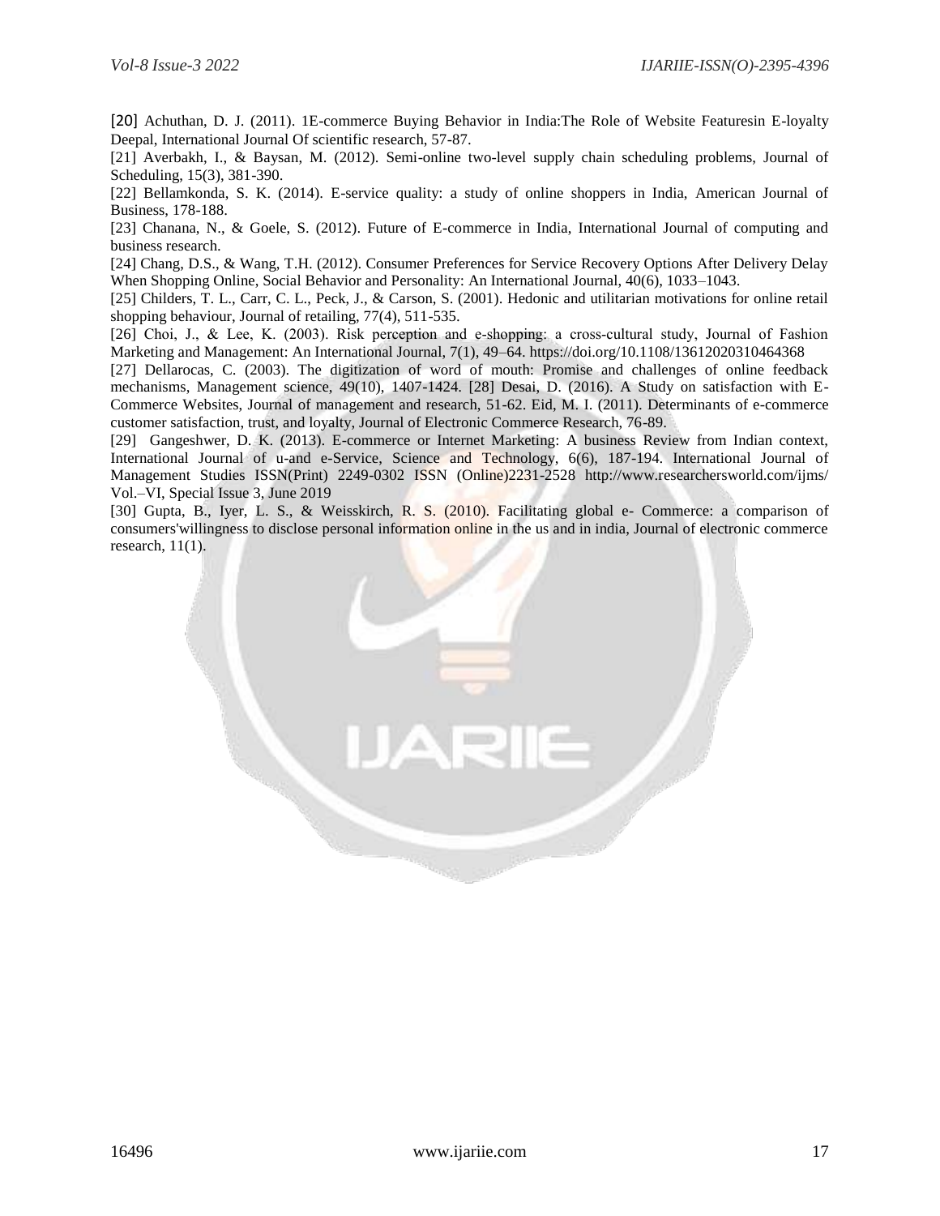[20] Achuthan, D. J. (2011). 1E-commerce Buying Behavior in India:The Role of Website Featuresin E-loyalty Deepal, International Journal Of scientific research, 57-87.

[21] Averbakh, I., & Baysan, M. (2012). Semi-online two-level supply chain scheduling problems, Journal of Scheduling, 15(3), 381-390.

[22] Bellamkonda, S. K. (2014). E-service quality: a study of online shoppers in India, American Journal of Business, 178-188.

[23] Chanana, N., & Goele, S. (2012). Future of E-commerce in India, International Journal of computing and business research.

[24] Chang, D.S., & Wang, T.H. (2012). Consumer Preferences for Service Recovery Options After Delivery Delay When Shopping Online, Social Behavior and Personality: An International Journal, 40(6), 1033–1043.

[25] Childers, T. L., Carr, C. L., Peck, J., & Carson, S. (2001). Hedonic and utilitarian motivations for online retail shopping behaviour, Journal of retailing, 77(4), 511-535.

[26] Choi, J., & Lee, K. (2003). Risk perception and e-shopping: a cross-cultural study, Journal of Fashion Marketing and Management: An International Journal, 7(1), 49–64. https://doi.org/10.1108/13612020310464368

[27] Dellarocas, C. (2003). The digitization of word of mouth: Promise and challenges of online feedback mechanisms, Management science, 49(10), 1407-1424. [28] Desai, D. (2016). A Study on satisfaction with E-Commerce Websites, Journal of management and research, 51-62. Eid, M. I. (2011). Determinants of e-commerce customer satisfaction, trust, and loyalty, Journal of Electronic Commerce Research, 76-89.

[29] Gangeshwer, D. K. (2013). E-commerce or Internet Marketing: A business Review from Indian context, International Journal of u-and e-Service, Science and Technology, 6(6), 187-194. International Journal of Management Studies ISSN(Print) 2249-0302 ISSN (Online)2231-2528 http://www.researchersworld.com/ijms/ Vol.–VI, Special Issue 3, June 2019

[30] Gupta, B., Iyer, L. S., & Weisskirch, R. S. (2010). Facilitating global e- Commerce: a comparison of consumers'willingness to disclose personal information online in the us and in india, Journal of electronic commerce research, 11(1).